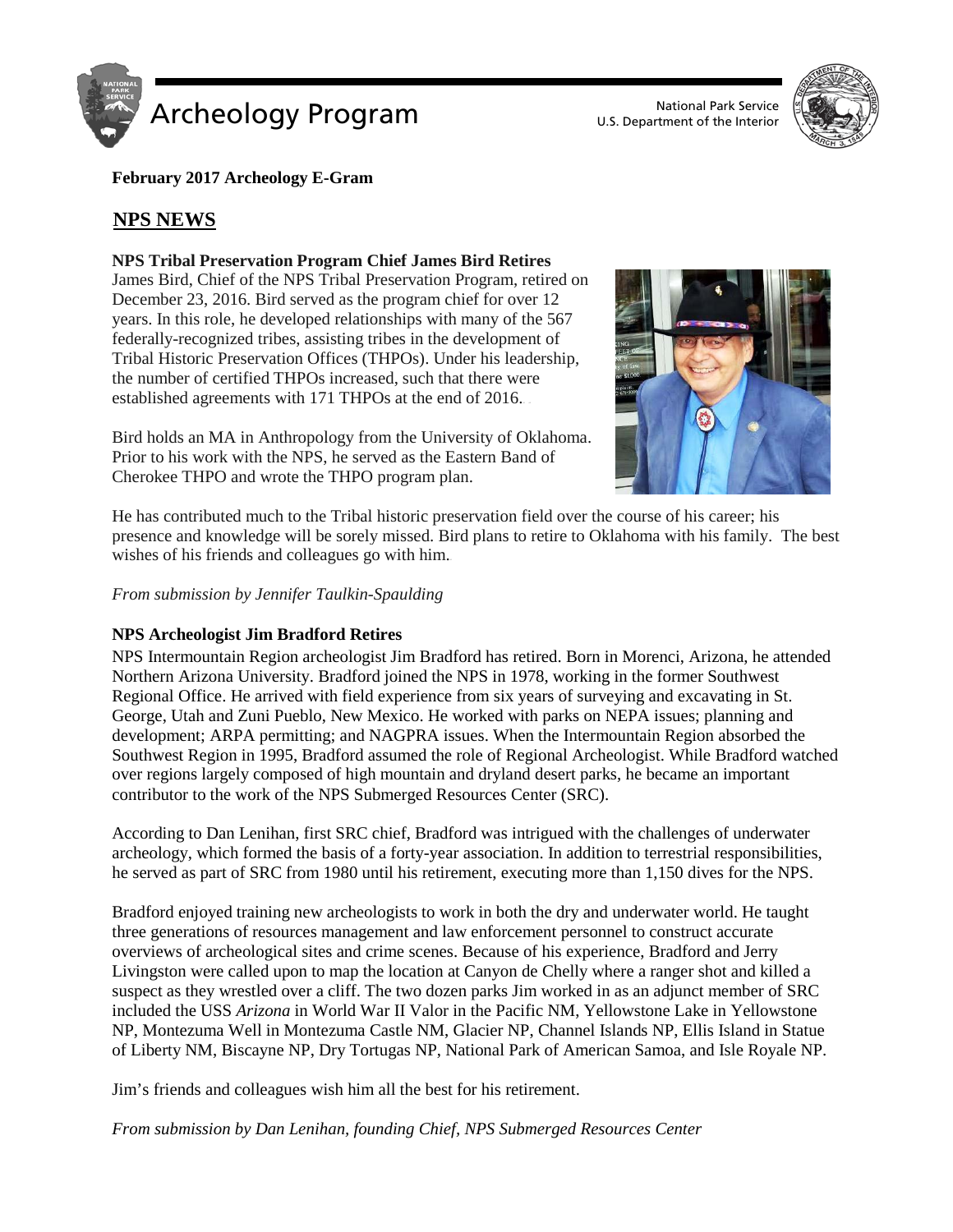# Archeology Program

National Park Service
U.S. Department of the Interior

**February 2017 Archeology E-Gram**

## NPS NEWS

### NPS Tribal Preservation Program Chief James Bird Retires

James Bird, Chief of the NPS Tribal Preservation Program, retired on December 23, 2016. Bird served as the program chief for over 12 years. In this role, he developed relationships with many of the 567 federally-recognized tribes, assisting tribes in the development of Tribal Historic Preservation Offices (THPOs). Under his leadership, the number of certified THPOs increased, such that there were established agreements with 171 THPOs at the end of 2016.

Bird holds an MA in Anthropology from the University of Oklahoma. Prior to his work with the NPS, he served as the Eastern Band of Cherokee THPO and wrote the THPO program plan.

He has contributed much to the Tribal historic preservation field over the course of his career; his presence and knowledge will be sorely missed. Bird plans to retire to Oklahoma with his family. The best wishes of his friends and colleagues go with him.

*From submission by Jennifer Taulkin-Spaulding*

### NPS Archeologist Jim Bradford Retires

NPS Intermountain Region archeologist Jim Bradford has retired. Born in Morenci, Arizona, he attended Northern Arizona University. Bradford joined the NPS in 1978, working in the former Southwest Regional Office. He arrived with field experience from six years of surveying and excavating in St. George, Utah and Zuni Pueblo, New Mexico. He worked with parks on NEPA issues; planning and development; ARPA permitting; and NAGPRA issues. When the Intermountain Region absorbed the Southwest Region in 1995, Bradford assumed the role of Regional Archeologist. While Bradford watched over regions largely composed of high mountain and dryland desert parks, he became an important contributor to the work of the NPS Submerged Resources Center (SRC).

According to Dan Lenihan, first SRC chief, Bradford was intrigued with the challenges of underwater archeology, which formed the basis of a forty-year association. In addition to terrestrial responsibilities, he served as part of SRC from 1980 until his retirement, executing more than 1,150 dives for the NPS.

Bradford enjoyed training new archeologists to work in both the dry and underwater world. He taught three generations of resources management and law enforcement personnel to construct accurate overviews of archeological sites and crime scenes. Because of his experience, Bradford and Jerry Livingston were called upon to map the location at Canyon de Chelly where a ranger shot and killed a suspect as they wrestled over a cliff. The two dozen parks Jim worked in as an adjunct member of SRC included the USS *Arizona* in World War II Valor in the Pacific NM, Yellowstone Lake in Yellowstone NP, Montezuma Well in Montezuma Castle NM, Glacier NP, Channel Islands NP, Ellis Island in Statue of Liberty NM, Biscayne NP, Dry Tortugas NP, National Park of American Samoa, and Isle Royale NP.

Jim's friends and colleagues wish him all the best for his retirement.

*From submission by Dan Lenihan, founding Chief, NPS Submerged Resources Center*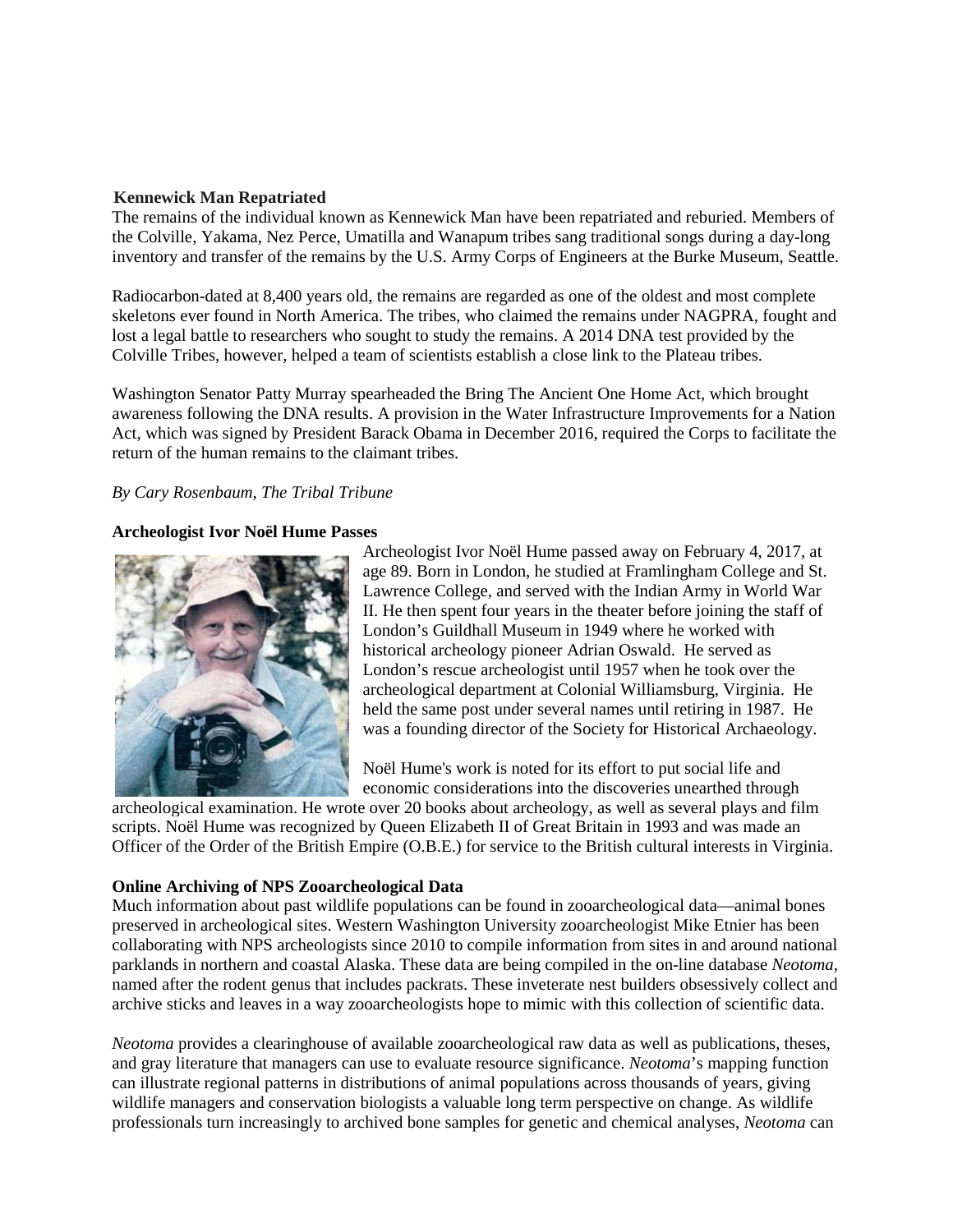**Kennewick Man Repatriated**

The remains of the individual known as Kennewick Man have been repatriated and reburied. Members of the Colville, Yakama, Nez Perce, Umatilla and Wanapum tribes sang traditional songs during a day-long inventory and transfer of the remains by the U.S. Army Corps of Engineers at the Burke Museum, Seattle.

Radiocarbon-dated at 8,400 years old, the remains are regarded as one of the oldest and most complete skeletons ever found in North America. The tribes, who claimed the remains under NAGPRA, fought and lost a legal battle to researchers who sought to study the remains. A 2014 DNA test provided by the Colville Tribes, however, helped a team of scientists establish a close link to the Plateau tribes.

Washington Senator Patty Murray spearheaded the Bring The Ancient One Home Act, which brought awareness following the DNA results. A provision in the Water Infrastructure Improvements for a Nation Act, which was signed by President Barack Obama in December 2016, required the Corps to facilitate the return of the human remains to the claimant tribes.

*By Cary Rosenbaum, The Tribal Tribune*

**Archeologist Ivor Noël Hume Passes**

Archeologist Ivor Noël Hume passed away on February 4, 2017, at age 89. Born in London, he studied at Framlingham College and St. Lawrence College, and served with the Indian Army in World War II. He then spent four years in the theater before joining the staff of London's Guildhall Museum in 1949 where he worked with historical archeology pioneer Adrian Oswald. He served as London's rescue archeologist until 1957 when he took over the archeological department at Colonial Williamsburg, Virginia. He held the same post under several names until retiring in 1987. He was a founding director of the Society for Historical Archaeology.

Noël Hume's work is noted for its effort to put social life and economic considerations into the discoveries unearthed through archeological examination. He wrote over 20 books about archeology, as well as several plays and film scripts. Noël Hume was recognized by Queen Elizabeth II of Great Britain in 1993 and was made an Officer of the Order of the British Empire (O.B.E.) for service to the British cultural interests in Virginia.

**Online Archiving of NPS Zooarcheological Data**

Much information about past wildlife populations can be found in zooarcheological data—animal bones preserved in archeological sites. Western Washington University zooarcheologist Mike Etnier has been collaborating with NPS archeologists since 2010 to compile information from sites in and around national parklands in northern and coastal Alaska. These data are being compiled in the on-line database *Neotoma*, named after the rodent genus that includes packrats. These inveterate nest builders obsessively collect and archive sticks and leaves in a way zooarcheologists hope to mimic with this collection of scientific data.

*Neotoma* provides a clearinghouse of available zooarcheological raw data as well as publications, theses, and gray literature that managers can use to evaluate resource significance. *Neotoma*'s mapping function can illustrate regional patterns in distributions of animal populations across thousands of years, giving wildlife managers and conservation biologists a valuable long term perspective on change. As wildlife professionals turn increasingly to archived bone samples for genetic and chemical analyses, *Neotoma* can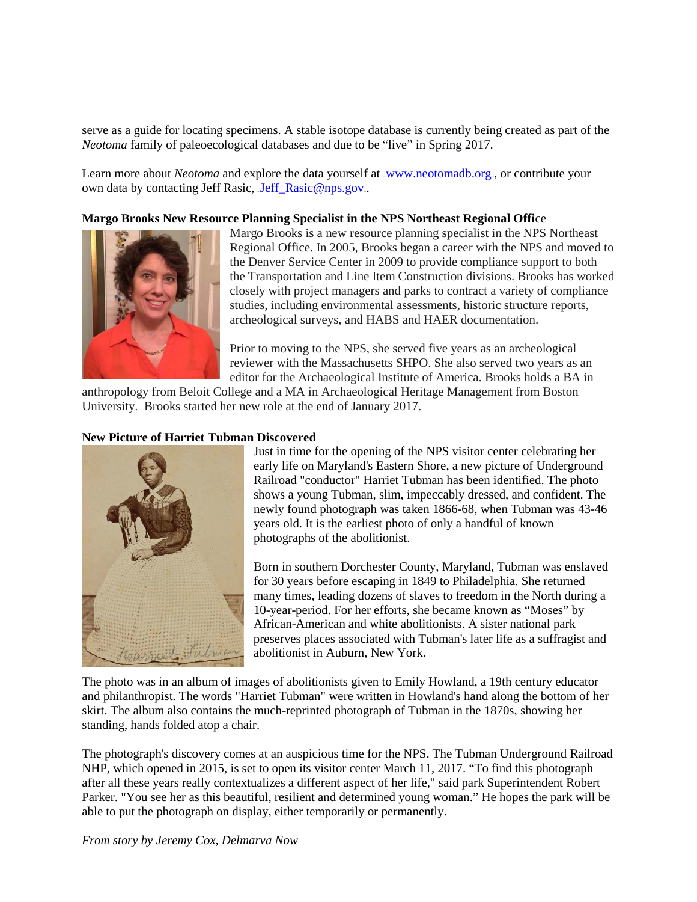serve as a guide for locating specimens. A stable isotope database is currently being created as part of the *Neotoma* family of paleoecological databases and due to be "live" in Spring 2017.

Learn more about *Neotoma* and explore the data yourself at www.neotomadb.org, or contribute your own data by contacting Jeff Rasic, Jeff_Rasic@nps.gov.

**Margo Brooks New Resource Planning Specialist in the NPS Northeast Regional Offi**ce

Margo Brooks is a new resource planning specialist in the NPS Northeast Regional Office. In 2005, Brooks began a career with the NPS and moved to the Denver Service Center in 2009 to provide compliance support to both the Transportation and Line Item Construction divisions. Brooks has worked closely with project managers and parks to contract a variety of compliance studies, including environmental assessments, historic structure reports, archeological surveys, and HABS and HAER documentation.

Prior to moving to the NPS, she served five years as an archeological reviewer with the Massachusetts SHPO. She also served two years as an editor for the Archaeological Institute of America. Brooks holds a BA in anthropology from Beloit College and a MA in Archaeological Heritage Management from Boston University. Brooks started her new role at the end of January 2017.

**New Picture of Harriet Tubman Discovered**

Just in time for the opening of the NPS visitor center celebrating her early life on Maryland's Eastern Shore, a new picture of Underground Railroad "conductor" Harriet Tubman has been identified. The photo shows a young Tubman, slim, impeccably dressed, and confident. The newly found photograph was taken 1866-68, when Tubman was 43-46 years old. It is the earliest photo of only a handful of known photographs of the abolitionist.

Born in southern Dorchester County, Maryland, Tubman was enslaved for 30 years before escaping in 1849 to Philadelphia. She returned many times, leading dozens of slaves to freedom in the North during a 10-year-period. For her efforts, she became known as "Moses" by African-American and white abolitionists. A sister national park preserves places associated with Tubman's later life as a suffragist and abolitionist in Auburn, New York.

The photo was in an album of images of abolitionists given to Emily Howland, a 19th century educator and philanthropist. The words "Harriet Tubman" were written in Howland's hand along the bottom of her skirt. The album also contains the much-reprinted photograph of Tubman in the 1870s, showing her standing, hands folded atop a chair.

The photograph's discovery comes at an auspicious time for the NPS. The Tubman Underground Railroad NHP, which opened in 2015, is set to open its visitor center March 11, 2017. "To find this photograph after all these years really contextualizes a different aspect of her life," said park Superintendent Robert Parker. "You see her as this beautiful, resilient and determined young woman." He hopes the park will be able to put the photograph on display, either temporarily or permanently.

*From story by Jeremy Cox, Delmarva Now*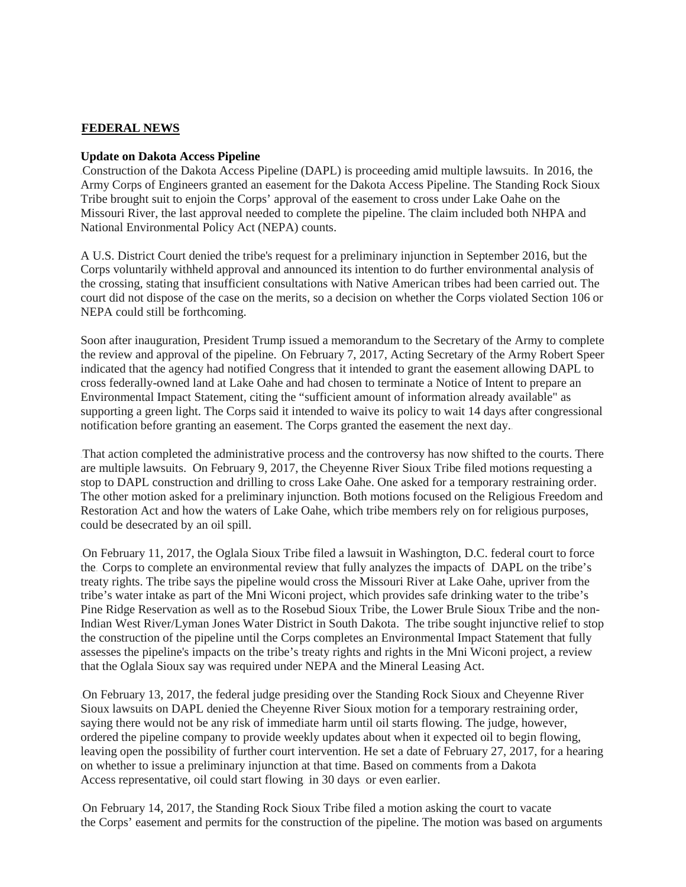## FEDERAL NEWS

### Update on Dakota Access Pipeline

Construction of the Dakota Access Pipeline (DAPL) is proceeding amid multiple lawsuits. In 2016, the Army Corps of Engineers granted an easement for the Dakota Access Pipeline. The Standing Rock Sioux Tribe brought suit to enjoin the Corps' approval of the easement to cross under Lake Oahe on the Missouri River, the last approval needed to complete the pipeline. The claim included both NHPA and National Environmental Policy Act (NEPA) counts.

A U.S. District Court denied the tribe's request for a preliminary injunction in September 2016, but the Corps voluntarily withheld approval and announced its intention to do further environmental analysis of the crossing, stating that insufficient consultations with Native American tribes had been carried out. The court did not dispose of the case on the merits, so a decision on whether the Corps violated Section 106 or NEPA could still be forthcoming.

Soon after inauguration, President Trump issued a memorandum to the Secretary of the Army to complete the review and approval of the pipeline. On February 7, 2017, Acting Secretary of the Army Robert Speer indicated that the agency had notified Congress that it intended to grant the easement allowing DAPL to cross federally-owned land at Lake Oahe and had chosen to terminate a Notice of Intent to prepare an Environmental Impact Statement, citing the "sufficient amount of information already available" as supporting a green light. The Corps said it intended to waive its policy to wait 14 days after congressional notification before granting an easement. The Corps granted the easement the next day.

That action completed the administrative process and the controversy has now shifted to the courts. There are multiple lawsuits. On February 9, 2017, the Cheyenne River Sioux Tribe filed motions requesting a stop to DAPL construction and drilling to cross Lake Oahe. One asked for a temporary restraining order. The other motion asked for a preliminary injunction. Both motions focused on the Religious Freedom and Restoration Act and how the waters of Lake Oahe, which tribe members rely on for religious purposes, could be desecrated by an oil spill.

On February 11, 2017, the Oglala Sioux Tribe filed a lawsuit in Washington, D.C. federal court to force the Corps to complete an environmental review that fully analyzes the impacts of DAPL on the tribe's treaty rights. The tribe says the pipeline would cross the Missouri River at Lake Oahe, upriver from the tribe's water intake as part of the Mni Wiconi project, which provides safe drinking water to the tribe's Pine Ridge Reservation as well as to the Rosebud Sioux Tribe, the Lower Brule Sioux Tribe and the non-Indian West River/Lyman Jones Water District in South Dakota. The tribe sought injunctive relief to stop the construction of the pipeline until the Corps completes an Environmental Impact Statement that fully assesses the pipeline's impacts on the tribe's treaty rights and rights in the Mni Wiconi project, a review that the Oglala Sioux say was required under NEPA and the Mineral Leasing Act.

On February 13, 2017, the federal judge presiding over the Standing Rock Sioux and Cheyenne River Sioux lawsuits on DAPL denied the Cheyenne River Sioux motion for a temporary restraining order, saying there would not be any risk of immediate harm until oil starts flowing. The judge, however, ordered the pipeline company to provide weekly updates about when it expected oil to begin flowing, leaving open the possibility of further court intervention. He set a date of February 27, 2017, for a hearing on whether to issue a preliminary injunction at that time. Based on comments from a Dakota Access representative, oil could start flowing in 30 days or even earlier.

On February 14, 2017, the Standing Rock Sioux Tribe filed a motion asking the court to vacate the Corps' easement and permits for the construction of the pipeline. The motion was based on arguments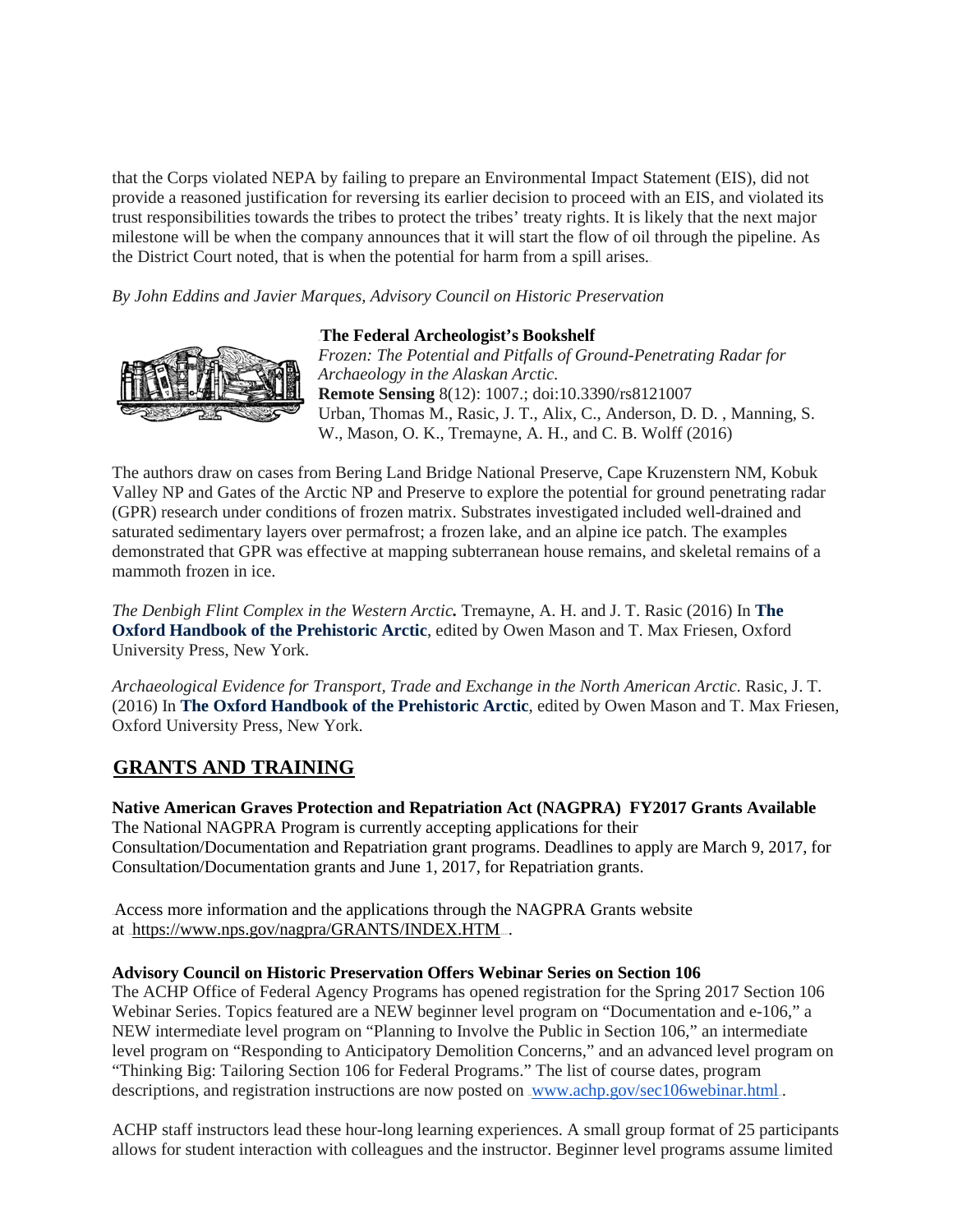that the Corps violated NEPA by failing to prepare an Environmental Impact Statement (EIS), did not provide a reasoned justification for reversing its earlier decision to proceed with an EIS, and violated its trust responsibilities towards the tribes to protect the tribes' treaty rights. It is likely that the next major milestone will be when the company announces that it will start the flow of oil through the pipeline. As the District Court noted, that is when the potential for harm from a spill arises.

*By John Eddins and Javier Marques, Advisory Council on Historic Preservation*

**The Federal Archeologist's Bookshelf**

*Frozen: The Potential and Pitfalls of Ground-Penetrating Radar for Archaeology in the Alaskan Arctic.*
**Remote Sensing** 8(12): 1007.; doi:10.3390/rs8121007
Urban, Thomas M., Rasic, J. T., Alix, C., Anderson, D. D. , Manning, S. W., Mason, O. K., Tremayne, A. H., and C. B. Wolff (2016)

The authors draw on cases from Bering Land Bridge National Preserve, Cape Kruzenstern NM, Kobuk Valley NP and Gates of the Arctic NP and Preserve to explore the potential for ground penetrating radar (GPR) research under conditions of frozen matrix. Substrates investigated included well-drained and saturated sedimentary layers over permafrost; a frozen lake, and an alpine ice patch. The examples demonstrated that GPR was effective at mapping subterranean house remains, and skeletal remains of a mammoth frozen in ice.

*The Denbigh Flint Complex in the Western Arctic.* Tremayne, A. H. and J. T. Rasic (2016) In **The Oxford Handbook of the Prehistoric Arctic**, edited by Owen Mason and T. Max Friesen, Oxford University Press, New York.

*Archaeological Evidence for Transport, Trade and Exchange in the North American Arctic.* Rasic, J. T. (2016) In **The Oxford Handbook of the Prehistoric Arctic**, edited by Owen Mason and T. Max Friesen, Oxford University Press, New York.

## GRANTS AND TRAINING

**Native American Graves Protection and Repatriation Act (NAGPRA) FY2017 Grants Available**
The National NAGPRA Program is currently accepting applications for their Consultation/Documentation and Repatriation grant programs. Deadlines to apply are March 9, 2017, for Consultation/Documentation grants and June 1, 2017, for Repatriation grants.

Access more information and the applications through the NAGPRA Grants website at https://www.nps.gov/nagpra/GRANTS/INDEX.HTM.

**Advisory Council on Historic Preservation Offers Webinar Series on Section 106**
The ACHP Office of Federal Agency Programs has opened registration for the Spring 2017 Section 106 Webinar Series. Topics featured are a NEW beginner level program on "Documentation and e-106," a NEW intermediate level program on "Planning to Involve the Public in Section 106," an intermediate level program on "Responding to Anticipatory Demolition Concerns," and an advanced level program on "Thinking Big: Tailoring Section 106 for Federal Programs." The list of course dates, program descriptions, and registration instructions are now posted on www.achp.gov/sec106webinar.html.

ACHP staff instructors lead these hour-long learning experiences. A small group format of 25 participants allows for student interaction with colleagues and the instructor. Beginner level programs assume limited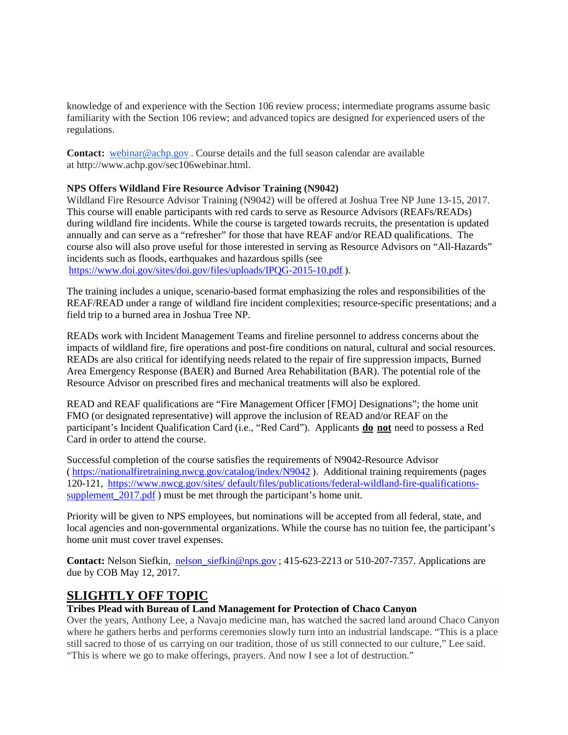knowledge of and experience with the Section 106 review process; intermediate programs assume basic familiarity with the Section 106 review; and advanced topics are designed for experienced users of the regulations.

**Contact:** webinar@achp.gov. Course details and the full season calendar are available at http://www.achp.gov/sec106webinar.html.

**NPS Offers Wildland Fire Resource Advisor Training (N9042)**
Wildland Fire Resource Advisor Training (N9042) will be offered at Joshua Tree NP June 13-15, 2017. This course will enable participants with red cards to serve as Resource Advisors (REAFs/READs) during wildland fire incidents. While the course is targeted towards recruits, the presentation is updated annually and can serve as a "refresher" for those that have REAF and/or READ qualifications. The course also will also prove useful for those interested in serving as Resource Advisors on "All-Hazards" incidents such as floods, earthquakes and hazardous spills (see https://www.doi.gov/sites/doi.gov/files/uploads/IPQG-2015-10.pdf).

The training includes a unique, scenario-based format emphasizing the roles and responsibilities of the REAF/READ under a range of wildland fire incident complexities; resource-specific presentations; and a field trip to a burned area in Joshua Tree NP.

READs work with Incident Management Teams and fireline personnel to address concerns about the impacts of wildland fire, fire operations and post-fire conditions on natural, cultural and social resources. READs are also critical for identifying needs related to the repair of fire suppression impacts, Burned Area Emergency Response (BAER) and Burned Area Rehabilitation (BAR). The potential role of the Resource Advisor on prescribed fires and mechanical treatments will also be explored.

READ and REAF qualifications are "Fire Management Officer [FMO] Designations"; the home unit FMO (or designated representative) will approve the inclusion of READ and/or REAF on the participant's Incident Qualification Card (i.e., "Red Card"). Applicants **do not** need to possess a Red Card in order to attend the course.

Successful completion of the course satisfies the requirements of N9042-Resource Advisor (https://nationalfiretraining.nwcg.gov/catalog/index/N9042). Additional training requirements (pages 120-121, https://www.nwcg.gov/sites/ default/files/publications/federal-wildland-fire-qualifications-supplement_2017.pdf) must be met through the participant's home unit.

Priority will be given to NPS employees, but nominations will be accepted from all federal, state, and local agencies and non-governmental organizations. While the course has no tuition fee, the participant's home unit must cover travel expenses.

**Contact:** Nelson Siefkin, nelson_siefkin@nps.gov; 415-623-2213 or 510-207-7357. Applications are due by COB May 12, 2017.

## SLIGHTLY OFF TOPIC

**Tribes Plead with Bureau of Land Management for Protection of Chaco Canyon**
Over the years, Anthony Lee, a Navajo medicine man, has watched the sacred land around Chaco Canyon where he gathers herbs and performs ceremonies slowly turn into an industrial landscape. "This is a place still sacred to those of us carrying on our tradition, those of us still connected to our culture," Lee said. "This is where we go to make offerings, prayers. And now I see a lot of destruction."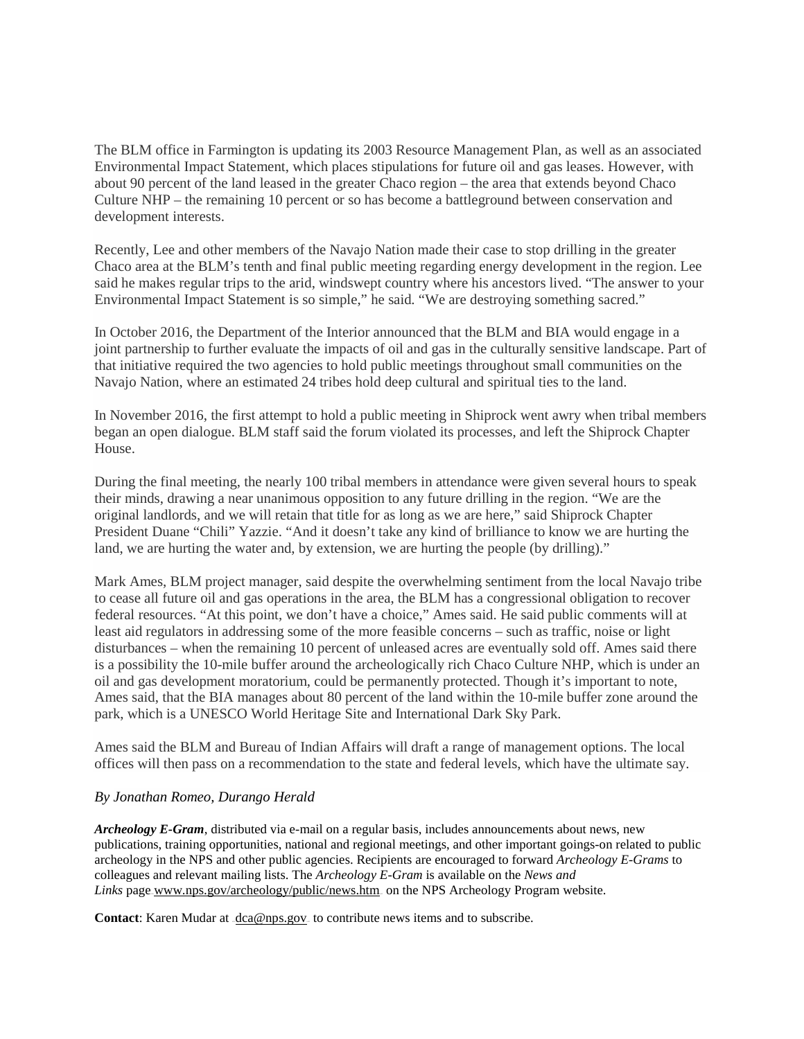The BLM office in Farmington is updating its 2003 Resource Management Plan, as well as an associated Environmental Impact Statement, which places stipulations for future oil and gas leases. However, with about 90 percent of the land leased in the greater Chaco region – the area that extends beyond Chaco Culture NHP – the remaining 10 percent or so has become a battleground between conservation and development interests.

Recently, Lee and other members of the Navajo Nation made their case to stop drilling in the greater Chaco area at the BLM's tenth and final public meeting regarding energy development in the region. Lee said he makes regular trips to the arid, windswept country where his ancestors lived. "The answer to your Environmental Impact Statement is so simple," he said. "We are destroying something sacred."

In October 2016, the Department of the Interior announced that the BLM and BIA would engage in a joint partnership to further evaluate the impacts of oil and gas in the culturally sensitive landscape. Part of that initiative required the two agencies to hold public meetings throughout small communities on the Navajo Nation, where an estimated 24 tribes hold deep cultural and spiritual ties to the land.

In November 2016, the first attempt to hold a public meeting in Shiprock went awry when tribal members began an open dialogue. BLM staff said the forum violated its processes, and left the Shiprock Chapter House.

During the final meeting, the nearly 100 tribal members in attendance were given several hours to speak their minds, drawing a near unanimous opposition to any future drilling in the region. "We are the original landlords, and we will retain that title for as long as we are here," said Shiprock Chapter President Duane "Chili" Yazzie. "And it doesn't take any kind of brilliance to know we are hurting the land, we are hurting the water and, by extension, we are hurting the people (by drilling)."

Mark Ames, BLM project manager, said despite the overwhelming sentiment from the local Navajo tribe to cease all future oil and gas operations in the area, the BLM has a congressional obligation to recover federal resources. "At this point, we don't have a choice," Ames said. He said public comments will at least aid regulators in addressing some of the more feasible concerns – such as traffic, noise or light disturbances – when the remaining 10 percent of unleased acres are eventually sold off. Ames said there is a possibility the 10-mile buffer around the archeologically rich Chaco Culture NHP, which is under an oil and gas development moratorium, could be permanently protected. Though it's important to note, Ames said, that the BIA manages about 80 percent of the land within the 10-mile buffer zone around the park, which is a UNESCO World Heritage Site and International Dark Sky Park.

Ames said the BLM and Bureau of Indian Affairs will draft a range of management options. The local offices will then pass on a recommendation to the state and federal levels, which have the ultimate say.

*By Jonathan Romeo, Durango Herald*

***Archeology E-Gram***, distributed via e-mail on a regular basis, includes announcements about news, new publications, training opportunities, national and regional meetings, and other important goings-on related to public archeology in the NPS and other public agencies. Recipients are encouraged to forward *Archeology E-Grams* to colleagues and relevant mailing lists. The *Archeology E-Gram* is available on the *News and Links* page www.nps.gov/archeology/public/news.htm on the NPS Archeology Program website.

**Contact**: Karen Mudar at dca@nps.gov to contribute news items and to subscribe.